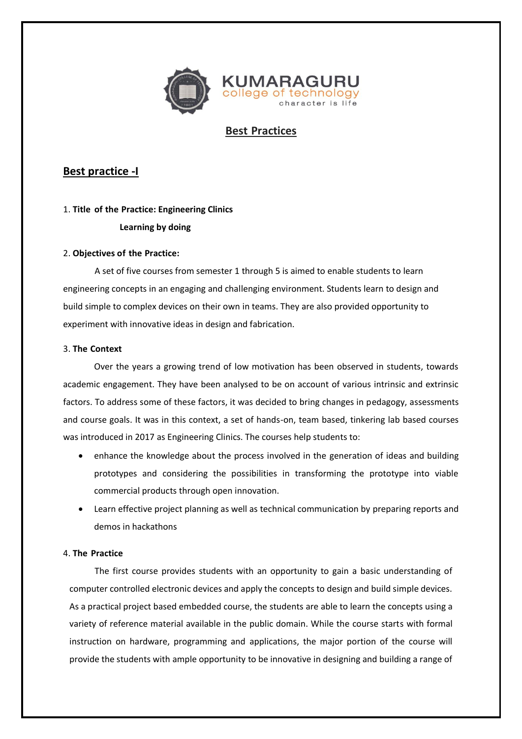KUMARAGURU
college of technology
character is life

# Best Practices

## Best practice -I

1. **Title of the Practice: Engineering Clinics**

   **Learning by doing**

2. **Objectives of the Practice:**

A set of five courses from semester 1 through 5 is aimed to enable students to learn engineering concepts in an engaging and challenging environment. Students learn to design and build simple to complex devices on their own in teams. They are also provided opportunity to experiment with innovative ideas in design and fabrication.

3. **The Context**

Over the years a growing trend of low motivation has been observed in students, towards academic engagement. They have been analysed to be on account of various intrinsic and extrinsic factors. To address some of these factors, it was decided to bring changes in pedagogy, assessments and course goals. It was in this context, a set of hands-on, team based, tinkering lab based courses was introduced in 2017 as Engineering Clinics. The courses help students to:

- enhance the knowledge about the process involved in the generation of ideas and building prototypes and considering the possibilities in transforming the prototype into viable commercial products through open innovation.
- Learn effective project planning as well as technical communication by preparing reports and demos in hackathons

4. **The Practice**

The first course provides students with an opportunity to gain a basic understanding of computer controlled electronic devices and apply the concepts to design and build simple devices. As a practical project based embedded course, the students are able to learn the concepts using a variety of reference material available in the public domain. While the course starts with formal instruction on hardware, programming and applications, the major portion of the course will provide the students with ample opportunity to be innovative in designing and building a range of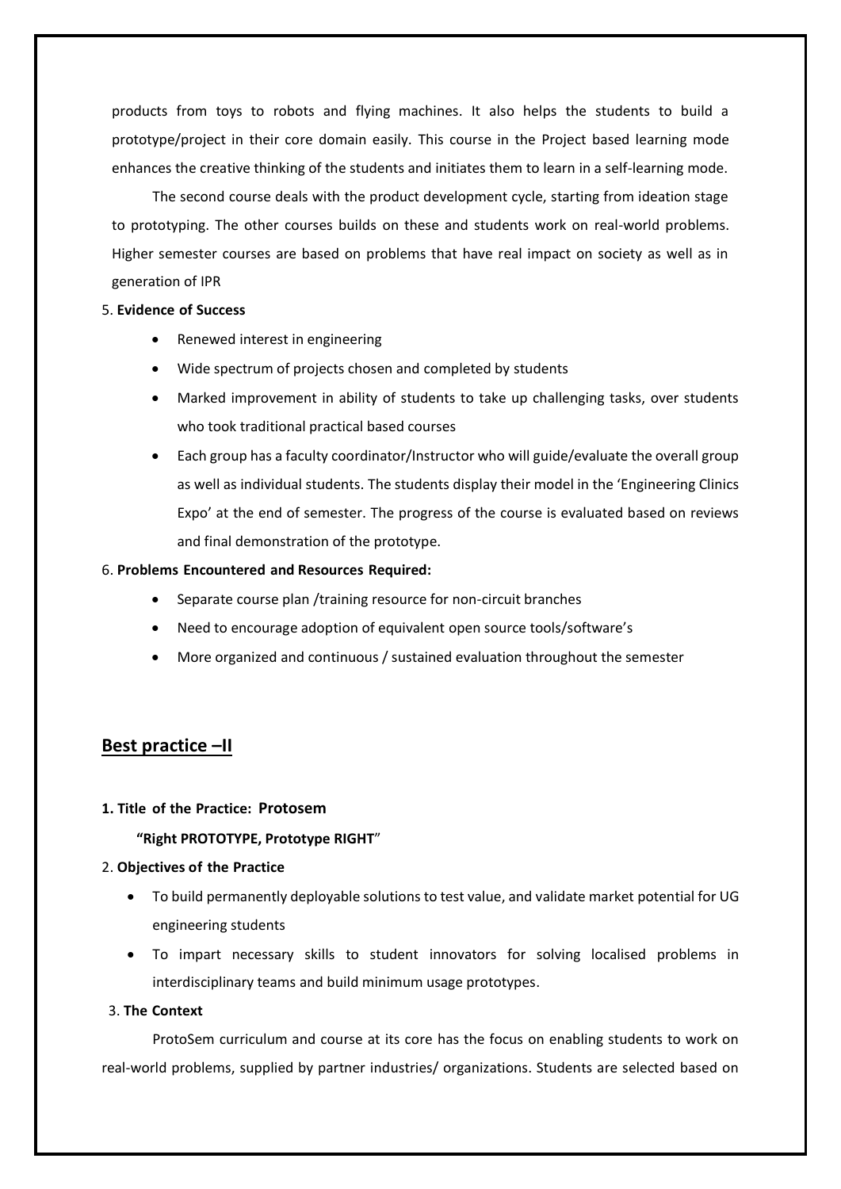products from toys to robots and flying machines. It also helps the students to build a prototype/project in their core domain easily. This course in the Project based learning mode enhances the creative thinking of the students and initiates them to learn in a self-learning mode.

The second course deals with the product development cycle, starting from ideation stage to prototyping. The other courses builds on these and students work on real-world problems. Higher semester courses are based on problems that have real impact on society as well as in generation of IPR

5. **Evidence of Success**

- Renewed interest in engineering
- Wide spectrum of projects chosen and completed by students
- Marked improvement in ability of students to take up challenging tasks, over students who took traditional practical based courses
- Each group has a faculty coordinator/Instructor who will guide/evaluate the overall group as well as individual students. The students display their model in the 'Engineering Clinics Expo' at the end of semester. The progress of the course is evaluated based on reviews and final demonstration of the prototype.

6. **Problems Encountered and Resources Required:**

- Separate course plan /training resource for non-circuit branches
- Need to encourage adoption of equivalent open source tools/software's
- More organized and continuous / sustained evaluation throughout the semester

## Best practice –II

**1. Title of the Practice: Protosem**

**"Right PROTOTYPE, Prototype RIGHT"**

2. **Objectives of the Practice**

- To build permanently deployable solutions to test value, and validate market potential for UG engineering students
- To impart necessary skills to student innovators for solving localised problems in interdisciplinary teams and build minimum usage prototypes.

3. **The Context**

ProtoSem curriculum and course at its core has the focus on enabling students to work on real-world problems, supplied by partner industries/ organizations. Students are selected based on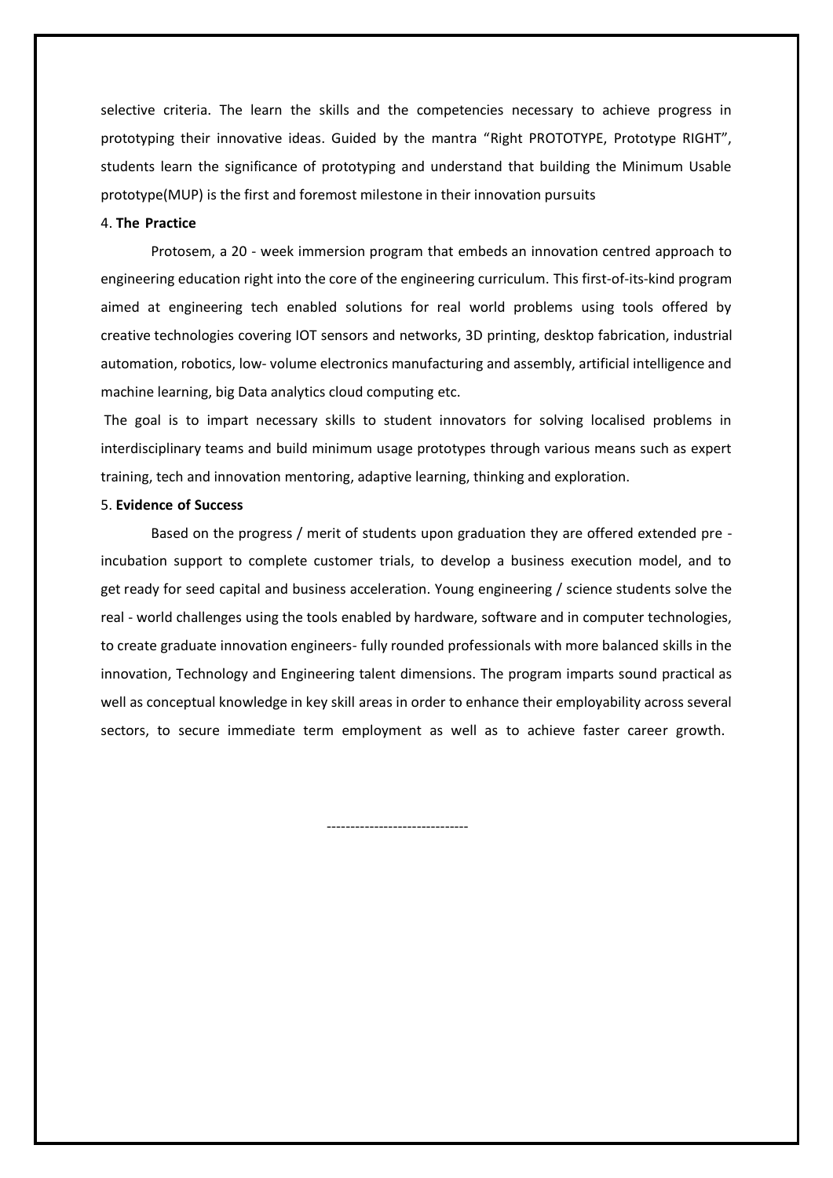selective criteria. The learn the skills and the competencies necessary to achieve progress in prototyping their innovative ideas. Guided by the mantra "Right PROTOTYPE, Prototype RIGHT", students learn the significance of prototyping and understand that building the Minimum Usable prototype(MUP) is the first and foremost milestone in their innovation pursuits

4. **The Practice**

Protosem, a 20 - week immersion program that embeds an innovation centred approach to engineering education right into the core of the engineering curriculum. This first-of-its-kind program aimed at engineering tech enabled solutions for real world problems using tools offered by creative technologies covering IOT sensors and networks, 3D printing, desktop fabrication, industrial automation, robotics, low- volume electronics manufacturing and assembly, artificial intelligence and machine learning, big Data analytics cloud computing etc.

The goal is to impart necessary skills to student innovators for solving localised problems in interdisciplinary teams and build minimum usage prototypes through various means such as expert training, tech and innovation mentoring, adaptive learning, thinking and exploration.

5. **Evidence of Success**

Based on the progress / merit of students upon graduation they are offered extended pre - incubation support to complete customer trials, to develop a business execution model, and to get ready for seed capital and business acceleration. Young engineering / science students solve the real - world challenges using the tools enabled by hardware, software and in computer technologies, to create graduate innovation engineers- fully rounded professionals with more balanced skills in the innovation, Technology and Engineering talent dimensions. The program imparts sound practical as well as conceptual knowledge in key skill areas in order to enhance their employability across several sectors, to secure immediate term employment as well as to achieve faster career growth.

------------------------------